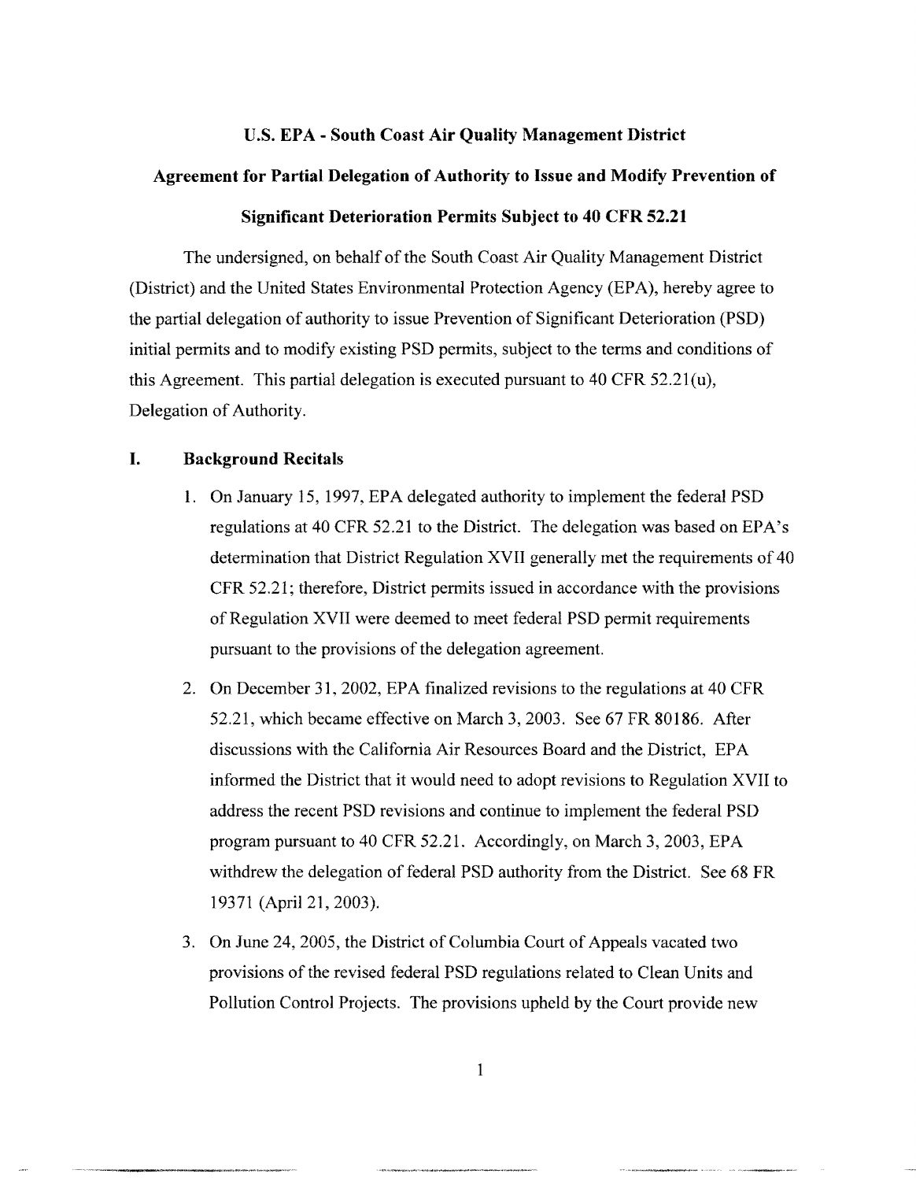# U.S. EPA - South Coast Air Quality Management District

## Agreement for Partial Delegation of Authority to Issue and Modify Prevention of Significant Deterioration Permits Subject to 40 CFR 52.21

The undersigned, on behalf of the South Coast Air Quality Management District (District) and the United States Environmental Protection Agency (EPA), hereby agree to the partial delegation of authority to issue Prevention of Significant Deterioration (PSD) initial permits and to modify existing PSD permits, subject to the terms and conditions of this Agreement. This partial delegation is executed pursuant to 40 CFR 52.21(u), Delegation of Authority.

## I. Background Recitals

1. On January 15, 1997, EPA delegated authority to implement the federal PSD regulations at 40 CFR 52.21 to the District. The delegation was based on EPA's determination that District Regulation XVII generally met the requirements of 40 CFR 52.21; therefore, District permits issued in accordance with the provisions of Regulation XVII were deemed to meet federal PSD permit requirements pursuant to the provisions of the delegation agreement.
2. On December 31, 2002, EPA finalized revisions to the regulations at 40 CFR 52.21, which became effective on March 3, 2003. See 67 FR 80186. After discussions with the California Air Resources Board and the District, EPA informed the District that it would need to adopt revisions to Regulation XVII to address the recent PSD revisions and continue to implement the federal PSD program pursuant to 40 CFR 52.21. Accordingly, on March 3, 2003, EPA withdrew the delegation of federal PSD authority from the District. See 68 FR 19371 (April 21, 2003).
3. On June 24, 2005, the District of Columbia Court of Appeals vacated two provisions of the revised federal PSD regulations related to Clean Units and Pollution Control Projects. The provisions upheld by the Court provide new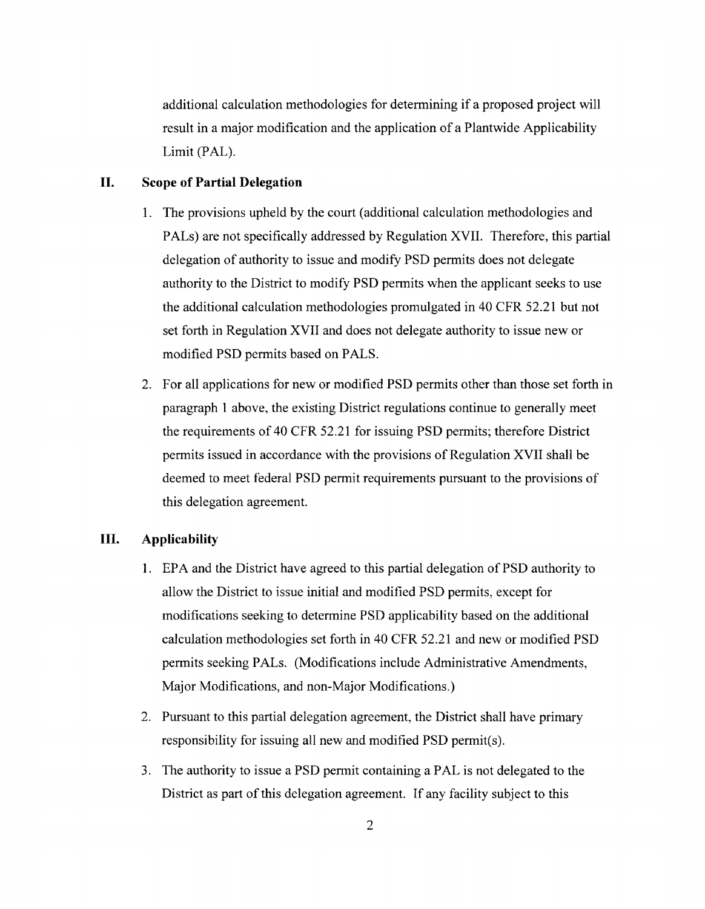additional calculation methodologies for determining if a proposed project will result in a major modification and the application of a Plantwide Applicability Limit (PAL).

## II. Scope of Partial Delegation

1. The provisions upheld by the court (additional calculation methodologies and PALs) are not specifically addressed by Regulation XVII. Therefore, this partial delegation of authority to issue and modify PSD permits does not delegate authority to the District to modify PSD permits when the applicant seeks to use the additional calculation methodologies promulgated in 40 CFR 52.21 but not set forth in Regulation XVII and does not delegate authority to issue new or modified PSD permits based on PALS.

2. For all applications for new or modified PSD permits other than those set forth in paragraph 1 above, the existing District regulations continue to generally meet the requirements of 40 CFR 52.21 for issuing PSD permits; therefore District permits issued in accordance with the provisions of Regulation XVII shall be deemed to meet federal PSD permit requirements pursuant to the provisions of this delegation agreement.

## III. Applicability

1. EPA and the District have agreed to this partial delegation of PSD authority to allow the District to issue initial and modified PSD permits, except for modifications seeking to determine PSD applicability based on the additional calculation methodologies set forth in 40 CFR 52.21 and new or modified PSD permits seeking PALs. (Modifications include Administrative Amendments, Major Modifications, and non-Major Modifications.)

2. Pursuant to this partial delegation agreement, the District shall have primary responsibility for issuing all new and modified PSD permit(s).

3. The authority to issue a PSD permit containing a PAL is not delegated to the District as part of this delegation agreement. If any facility subject to this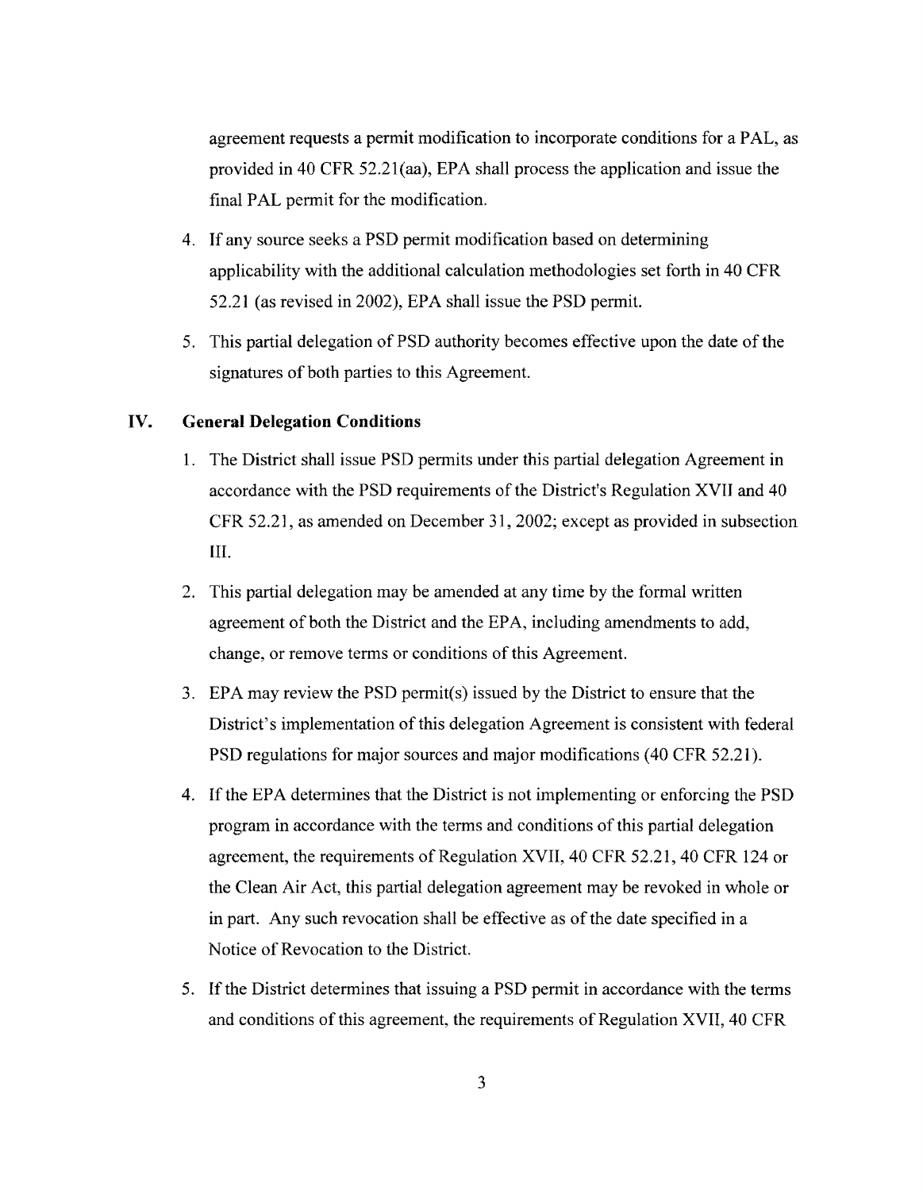agreement requests a permit modification to incorporate conditions for a PAL, as provided in 40 CFR 52.21(aa), EPA shall process the application and issue the final PAL permit for the modification.

4. If any source seeks a PSD permit modification based on determining applicability with the additional calculation methodologies set forth in 40 CFR 52.21 (as revised in 2002), EPA shall issue the PSD permit.

5. This partial delegation of PSD authority becomes effective upon the date of the signatures of both parties to this Agreement.

## IV. General Delegation Conditions

1. The District shall issue PSD permits under this partial delegation Agreement in accordance with the PSD requirements of the District's Regulation XVII and 40 CFR 52.21, as amended on December 31, 2002; except as provided in subsection III.

2. This partial delegation may be amended at any time by the formal written agreement of both the District and the EPA, including amendments to add, change, or remove terms or conditions of this Agreement.

3. EPA may review the PSD permit(s) issued by the District to ensure that the District's implementation of this delegation Agreement is consistent with federal PSD regulations for major sources and major modifications (40 CFR 52.21).

4. If the EPA determines that the District is not implementing or enforcing the PSD program in accordance with the terms and conditions of this partial delegation agreement, the requirements of Regulation XVII, 40 CFR 52.21, 40 CFR 124 or the Clean Air Act, this partial delegation agreement may be revoked in whole or in part. Any such revocation shall be effective as of the date specified in a Notice of Revocation to the District.

5. If the District determines that issuing a PSD permit in accordance with the terms and conditions of this agreement, the requirements of Regulation XVII, 40 CFR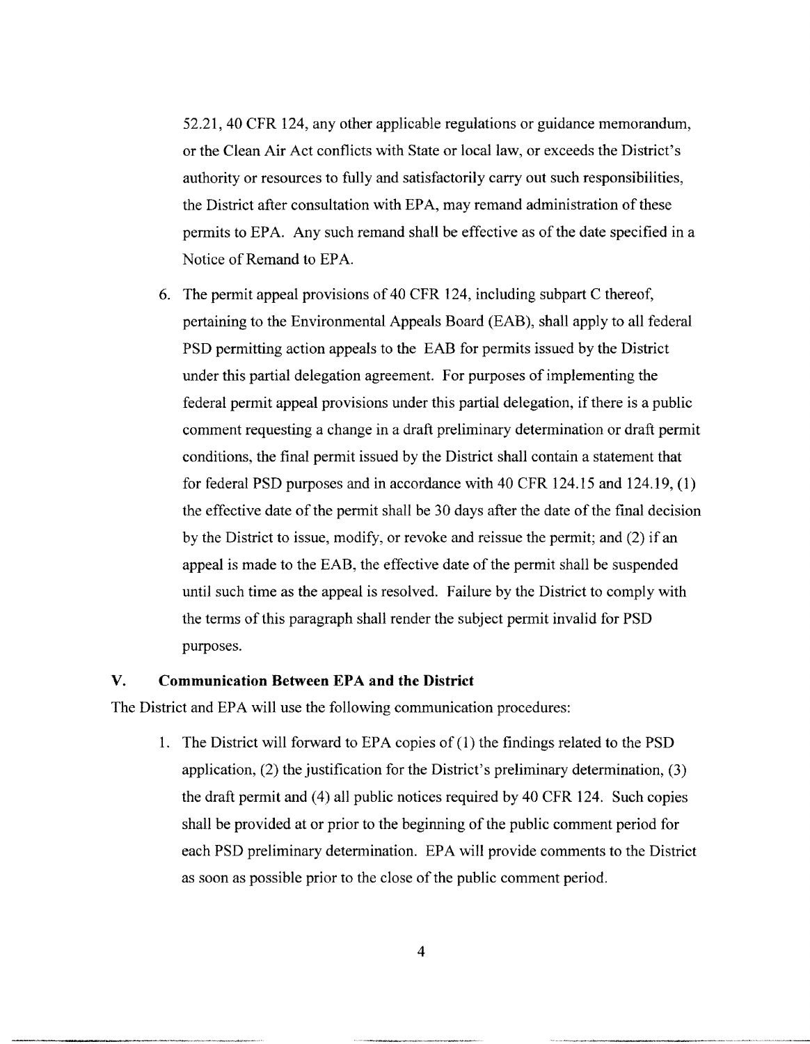52.21, 40 CFR 124, any other applicable regulations or guidance memorandum, or the Clean Air Act conflicts with State or local law, or exceeds the District's authority or resources to fully and satisfactorily carry out such responsibilities, the District after consultation with EPA, may remand administration of these permits to EPA. Any such remand shall be effective as of the date specified in a Notice of Remand to EPA.

6. The permit appeal provisions of 40 CFR 124, including subpart C thereof, pertaining to the Environmental Appeals Board (EAB), shall apply to all federal PSD permitting action appeals to the EAB for permits issued by the District under this partial delegation agreement. For purposes of implementing the federal permit appeal provisions under this partial delegation, if there is a public comment requesting a change in a draft preliminary determination or draft permit conditions, the final permit issued by the District shall contain a statement that for federal PSD purposes and in accordance with 40 CFR 124.15 and 124.19, (1) the effective date of the permit shall be 30 days after the date of the final decision by the District to issue, modify, or revoke and reissue the permit; and (2) if an appeal is made to the EAB, the effective date of the permit shall be suspended until such time as the appeal is resolved. Failure by the District to comply with the terms of this paragraph shall render the subject permit invalid for PSD purposes.

## V. Communication Between EPA and the District

The District and EPA will use the following communication procedures:

1. The District will forward to EPA copies of (1) the findings related to the PSD application, (2) the justification for the District's preliminary determination, (3) the draft permit and (4) all public notices required by 40 CFR 124. Such copies shall be provided at or prior to the beginning of the public comment period for each PSD preliminary determination. EPA will provide comments to the District as soon as possible prior to the close of the public comment period.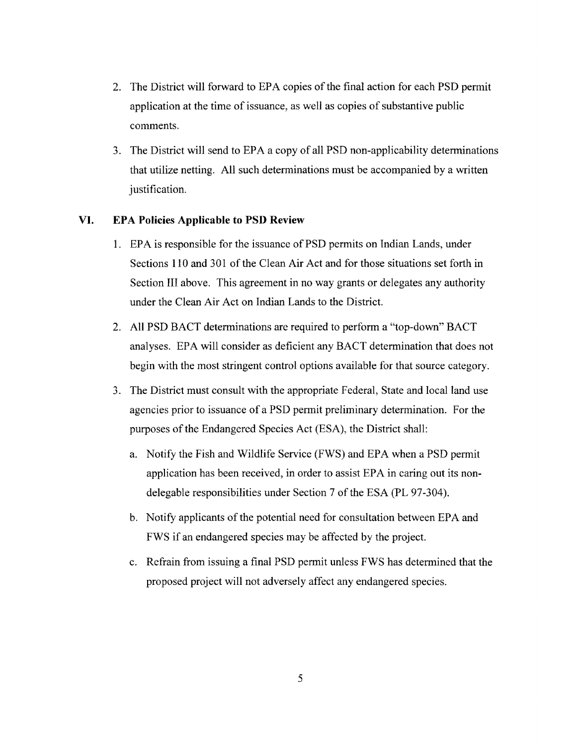2. The District will forward to EPA copies of the final action for each PSD permit application at the time of issuance, as well as copies of substantive public comments.

3. The District will send to EPA a copy of all PSD non-applicability determinations that utilize netting. All such determinations must be accompanied by a written justification.

## VI. EPA Policies Applicable to PSD Review

1. EPA is responsible for the issuance of PSD permits on Indian Lands, under Sections 110 and 301 of the Clean Air Act and for those situations set forth in Section III above. This agreement in no way grants or delegates any authority under the Clean Air Act on Indian Lands to the District.

2. All PSD BACT determinations are required to perform a "top-down" BACT analyses. EPA will consider as deficient any BACT determination that does not begin with the most stringent control options available for that source category.

3. The District must consult with the appropriate Federal, State and local land use agencies prior to issuance of a PSD permit preliminary determination. For the purposes of the Endangered Species Act (ESA), the District shall:

   a. Notify the Fish and Wildlife Service (FWS) and EPA when a PSD permit application has been received, in order to assist EPA in caring out its non-delegable responsibilities under Section 7 of the ESA (PL 97-304).

   b. Notify applicants of the potential need for consultation between EPA and FWS if an endangered species may be affected by the project.

   c. Refrain from issuing a final PSD permit unless FWS has determined that the proposed project will not adversely affect any endangered species.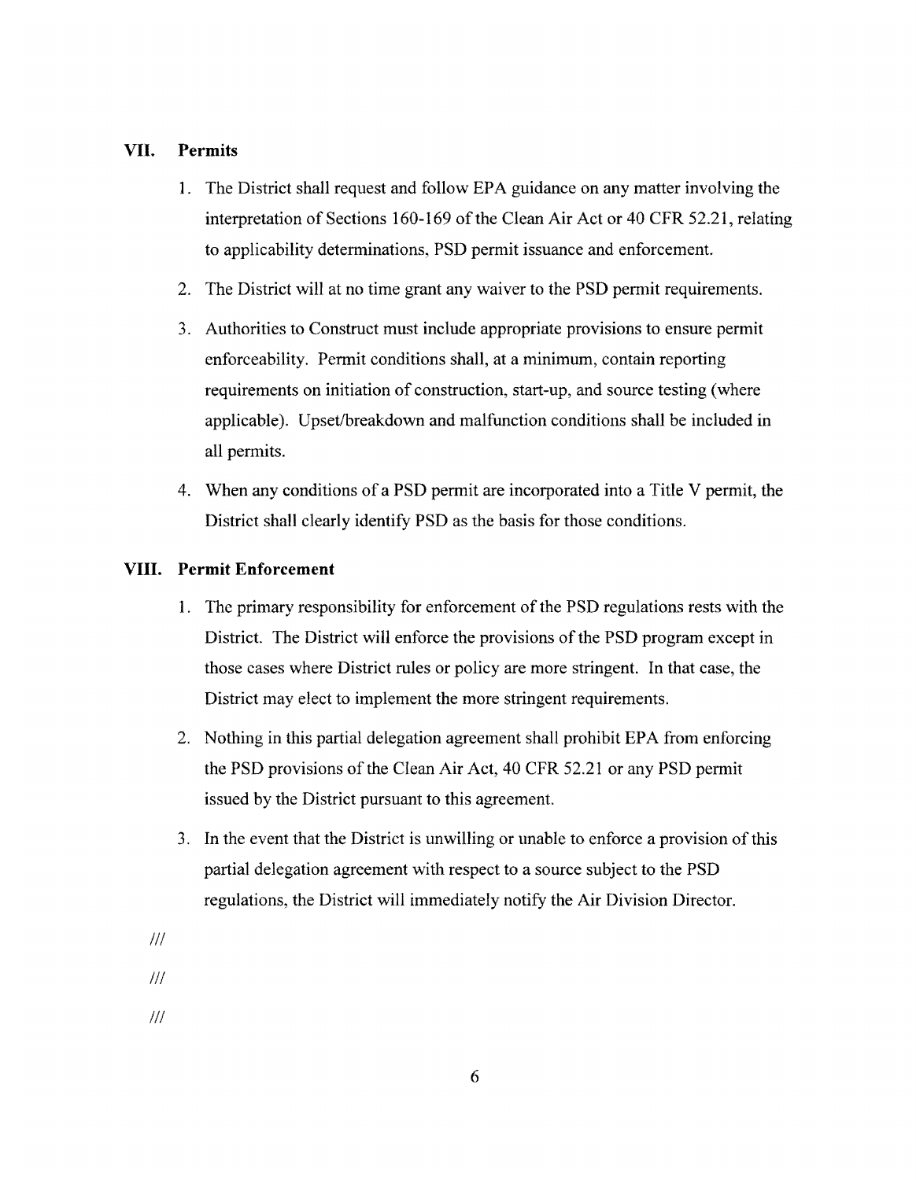## VII. Permits

1. The District shall request and follow EPA guidance on any matter involving the interpretation of Sections 160-169 of the Clean Air Act or 40 CFR 52.21, relating to applicability determinations, PSD permit issuance and enforcement.
2. The District will at no time grant any waiver to the PSD permit requirements.
3. Authorities to Construct must include appropriate provisions to ensure permit enforceability. Permit conditions shall, at a minimum, contain reporting requirements on initiation of construction, start-up, and source testing (where applicable). Upset/breakdown and malfunction conditions shall be included in all permits.
4. When any conditions of a PSD permit are incorporated into a Title V permit, the District shall clearly identify PSD as the basis for those conditions.

## VIII. Permit Enforcement

1. The primary responsibility for enforcement of the PSD regulations rests with the District. The District will enforce the provisions of the PSD program except in those cases where District rules or policy are more stringent. In that case, the District may elect to implement the more stringent requirements.
2. Nothing in this partial delegation agreement shall prohibit EPA from enforcing the PSD provisions of the Clean Air Act, 40 CFR 52.21 or any PSD permit issued by the District pursuant to this agreement.
3. In the event that the District is unwilling or unable to enforce a provision of this partial delegation agreement with respect to a source subject to the PSD regulations, the District will immediately notify the Air Division Director.

///

///

///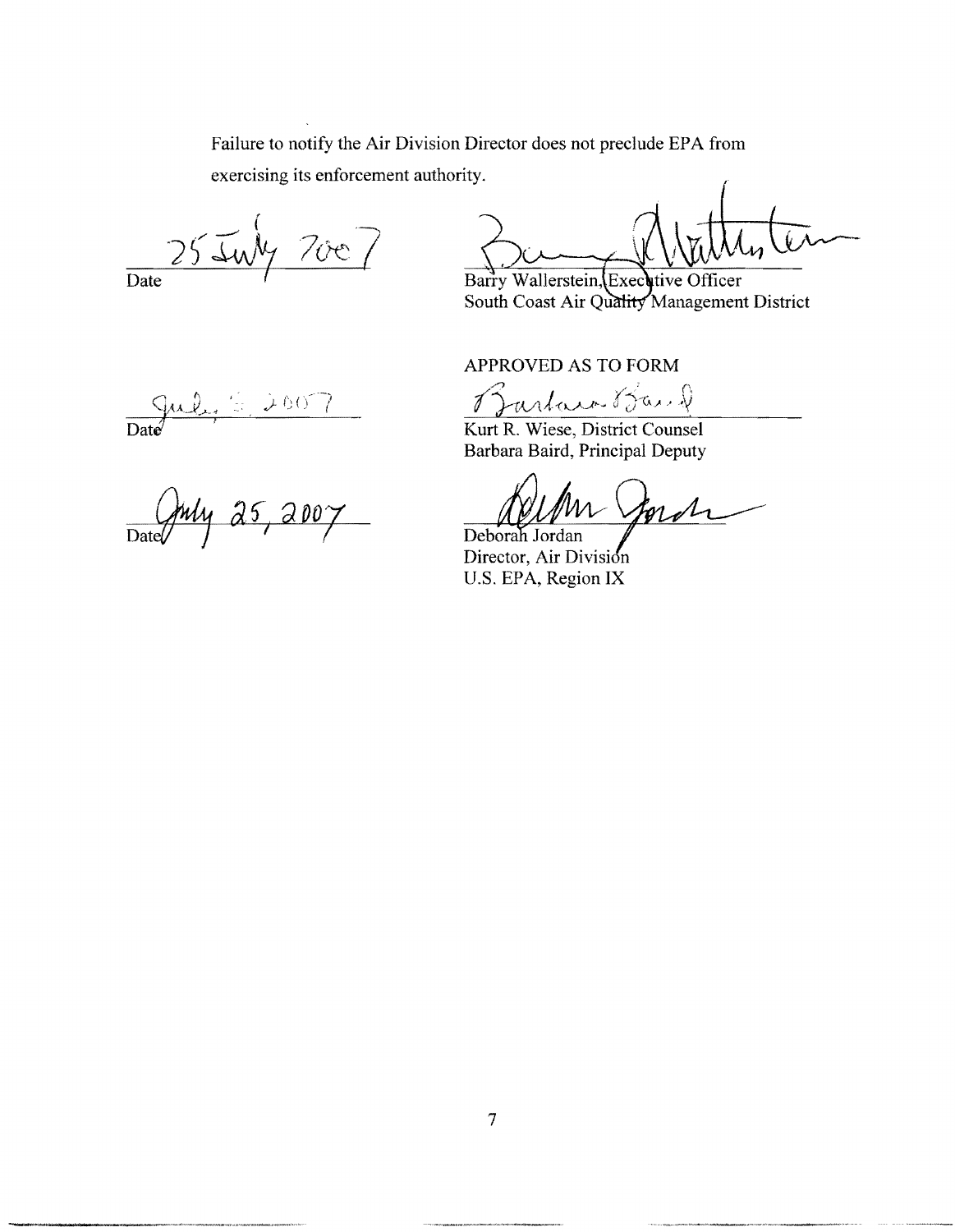Failure to notify the Air Division Director does not preclude EPA from exercising its enforcement authority.

25 July 2007
Date

Barry Wallerstein, Executive Officer
South Coast Air Quality Management District

APPROVED AS TO FORM

July 5, 2007
Date

Kurt R. Wiese, District Counsel
Barbara Baird, Principal Deputy

July 25, 2007
Date

Deborah Jordan
Director, Air Division
U.S. EPA, Region IX